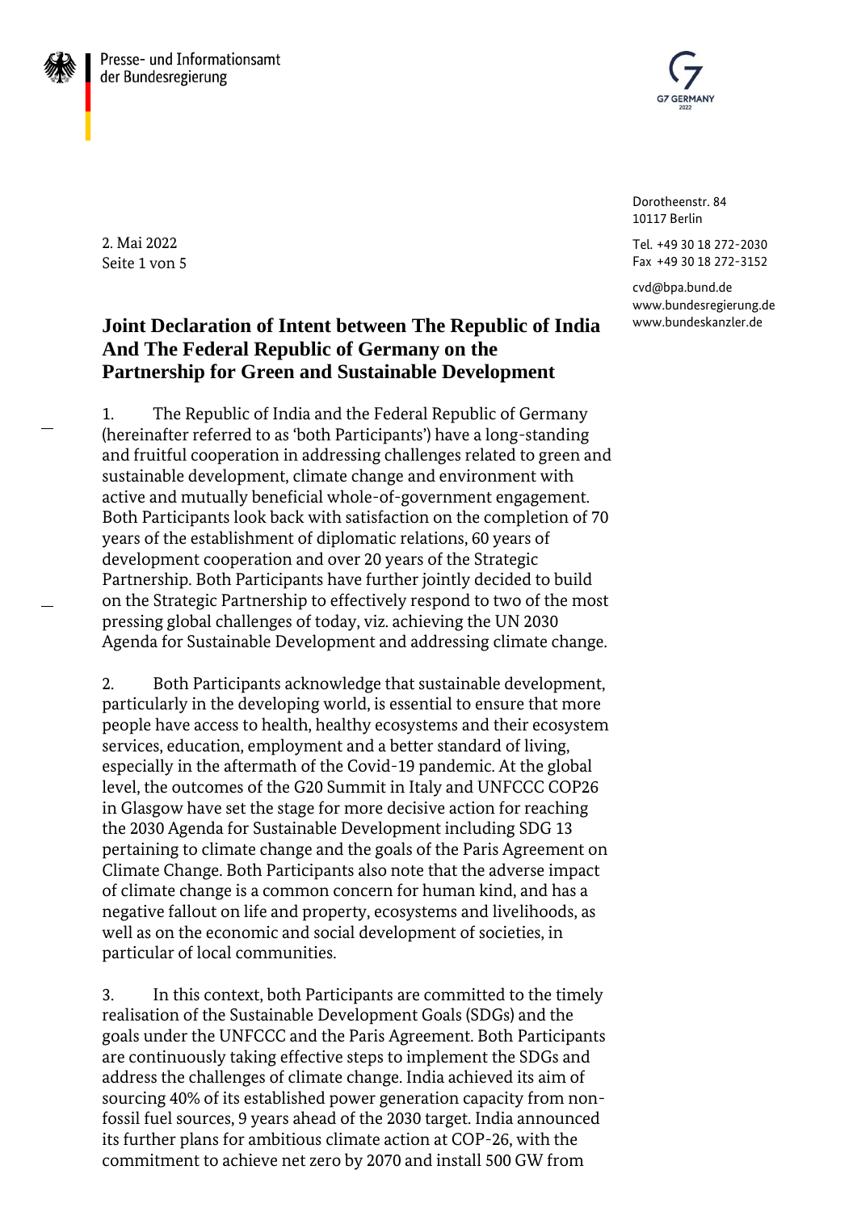Presse- und Informationsamt der Bundesregierung

Dorotheenstr. 84
10117 Berlin

Tel. +49 30 18 272-2030
Fax +49 30 18 272-3152

cvd@bpa.bund.de
www.bundesregierung.de
www.bundeskanzler.de

2. Mai 2022

# Joint Declaration of Intent between The Republic of India And The Federal Republic of Germany on the Partnership for Green and Sustainable Development

1. The Republic of India and the Federal Republic of Germany (hereinafter referred to as 'both Participants') have a long-standing and fruitful cooperation in addressing challenges related to green and sustainable development, climate change and environment with active and mutually beneficial whole-of-government engagement. Both Participants look back with satisfaction on the completion of 70 years of the establishment of diplomatic relations, 60 years of development cooperation and over 20 years of the Strategic Partnership. Both Participants have further jointly decided to build on the Strategic Partnership to effectively respond to two of the most pressing global challenges of today, viz. achieving the UN 2030 Agenda for Sustainable Development and addressing climate change.

2. Both Participants acknowledge that sustainable development, particularly in the developing world, is essential to ensure that more people have access to health, healthy ecosystems and their ecosystem services, education, employment and a better standard of living, especially in the aftermath of the Covid-19 pandemic. At the global level, the outcomes of the G20 Summit in Italy and UNFCCC COP26 in Glasgow have set the stage for more decisive action for reaching the 2030 Agenda for Sustainable Development including SDG 13 pertaining to climate change and the goals of the Paris Agreement on Climate Change. Both Participants also note that the adverse impact of climate change is a common concern for human kind, and has a negative fallout on life and property, ecosystems and livelihoods, as well as on the economic and social development of societies, in particular of local communities.

3. In this context, both Participants are committed to the timely realisation of the Sustainable Development Goals (SDGs) and the goals under the UNFCCC and the Paris Agreement. Both Participants are continuously taking effective steps to implement the SDGs and address the challenges of climate change. India achieved its aim of sourcing 40% of its established power generation capacity from non-fossil fuel sources, 9 years ahead of the 2030 target. India announced its further plans for ambitious climate action at COP-26, with the commitment to achieve net zero by 2070 and install 500 GW from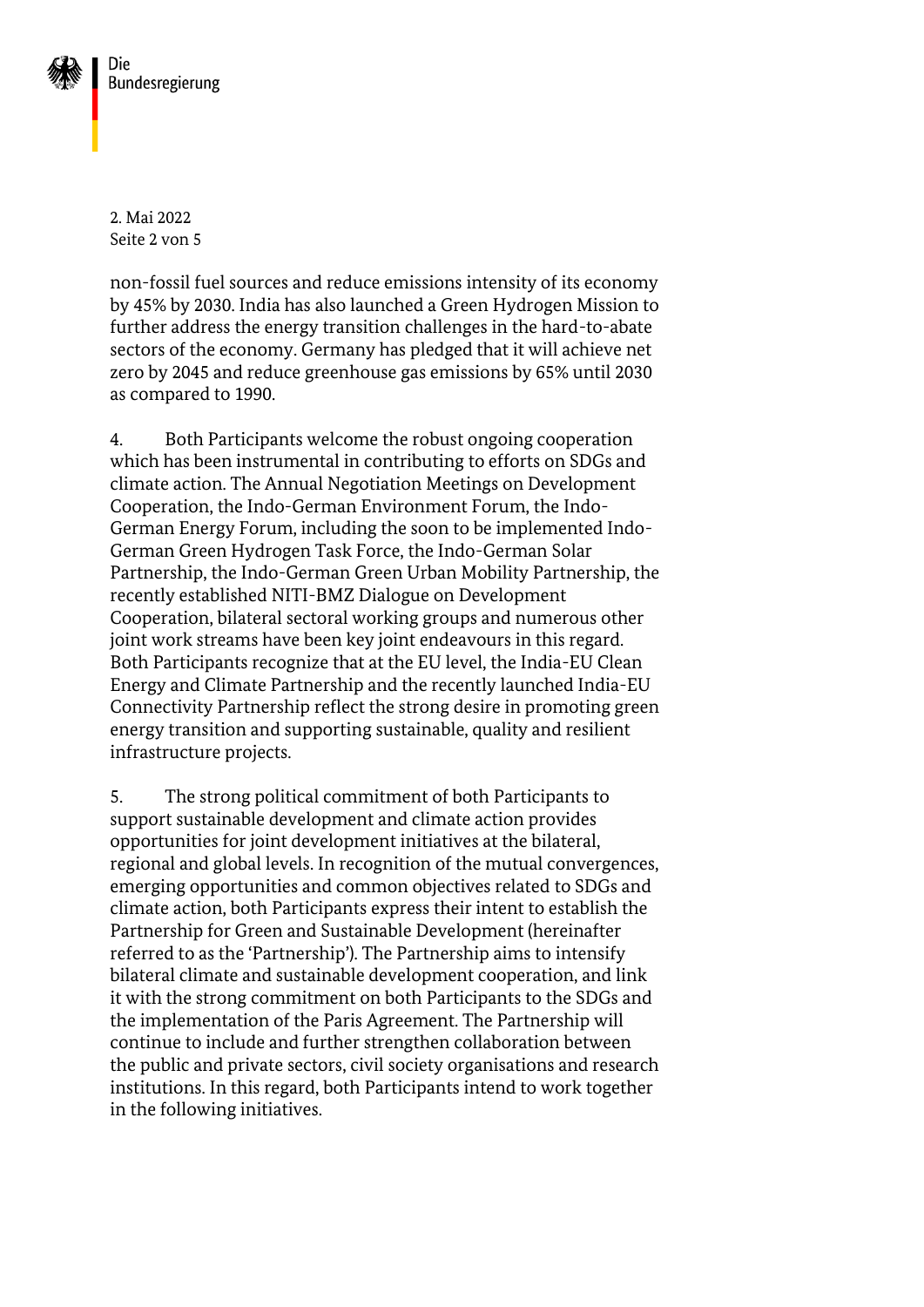non-fossil fuel sources and reduce emissions intensity of its economy by 45% by 2030. India has also launched a Green Hydrogen Mission to further address the energy transition challenges in the hard-to-abate sectors of the economy. Germany has pledged that it will achieve net zero by 2045 and reduce greenhouse gas emissions by 65% until 2030 as compared to 1990.

4. Both Participants welcome the robust ongoing cooperation which has been instrumental in contributing to efforts on SDGs and climate action. The Annual Negotiation Meetings on Development Cooperation, the Indo-German Environment Forum, the Indo-German Energy Forum, including the soon to be implemented Indo-German Green Hydrogen Task Force, the Indo-German Solar Partnership, the Indo-German Green Urban Mobility Partnership, the recently established NITI-BMZ Dialogue on Development Cooperation, bilateral sectoral working groups and numerous other joint work streams have been key joint endeavours in this regard. Both Participants recognize that at the EU level, the India-EU Clean Energy and Climate Partnership and the recently launched India-EU Connectivity Partnership reflect the strong desire in promoting green energy transition and supporting sustainable, quality and resilient infrastructure projects.

5. The strong political commitment of both Participants to support sustainable development and climate action provides opportunities for joint development initiatives at the bilateral, regional and global levels. In recognition of the mutual convergences, emerging opportunities and common objectives related to SDGs and climate action, both Participants express their intent to establish the Partnership for Green and Sustainable Development (hereinafter referred to as the 'Partnership'). The Partnership aims to intensify bilateral climate and sustainable development cooperation, and link it with the strong commitment on both Participants to the SDGs and the implementation of the Paris Agreement. The Partnership will continue to include and further strengthen collaboration between the public and private sectors, civil society organisations and research institutions. In this regard, both Participants intend to work together in the following initiatives.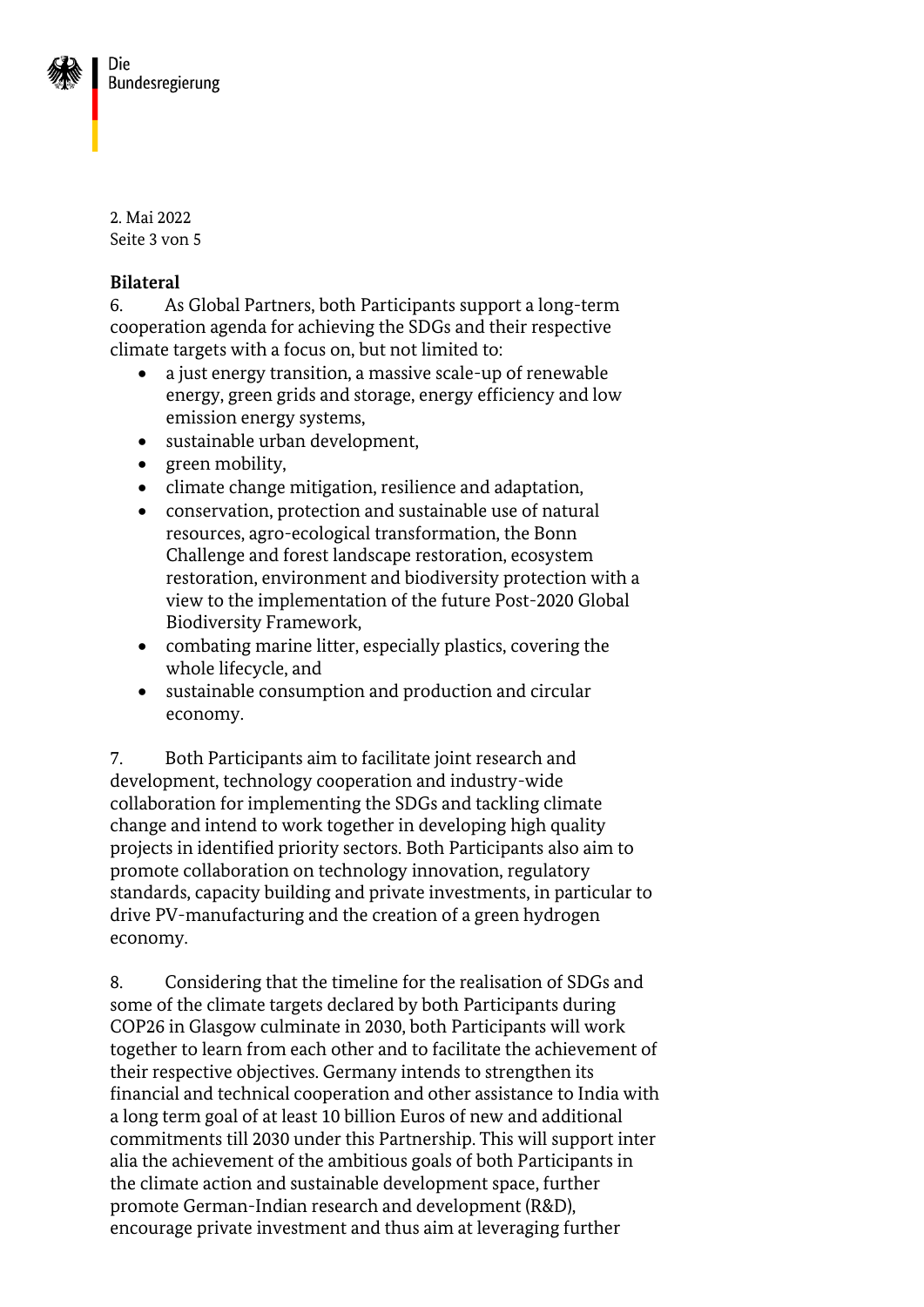**Bilateral**

6. As Global Partners, both Participants support a long-term cooperation agenda for achieving the SDGs and their respective climate targets with a focus on, but not limited to:

- a just energy transition, a massive scale-up of renewable energy, green grids and storage, energy efficiency and low emission energy systems,
- sustainable urban development,
- green mobility,
- climate change mitigation, resilience and adaptation,
- conservation, protection and sustainable use of natural resources, agro-ecological transformation, the Bonn Challenge and forest landscape restoration, ecosystem restoration, environment and biodiversity protection with a view to the implementation of the future Post-2020 Global Biodiversity Framework,
- combating marine litter, especially plastics, covering the whole lifecycle, and
- sustainable consumption and production and circular economy.

7. Both Participants aim to facilitate joint research and development, technology cooperation and industry-wide collaboration for implementing the SDGs and tackling climate change and intend to work together in developing high quality projects in identified priority sectors. Both Participants also aim to promote collaboration on technology innovation, regulatory standards, capacity building and private investments, in particular to drive PV-manufacturing and the creation of a green hydrogen economy.

8. Considering that the timeline for the realisation of SDGs and some of the climate targets declared by both Participants during COP26 in Glasgow culminate in 2030, both Participants will work together to learn from each other and to facilitate the achievement of their respective objectives. Germany intends to strengthen its financial and technical cooperation and other assistance to India with a long term goal of at least 10 billion Euros of new and additional commitments till 2030 under this Partnership. This will support inter alia the achievement of the ambitious goals of both Participants in the climate action and sustainable development space, further promote German-Indian research and development (R&D), encourage private investment and thus aim at leveraging further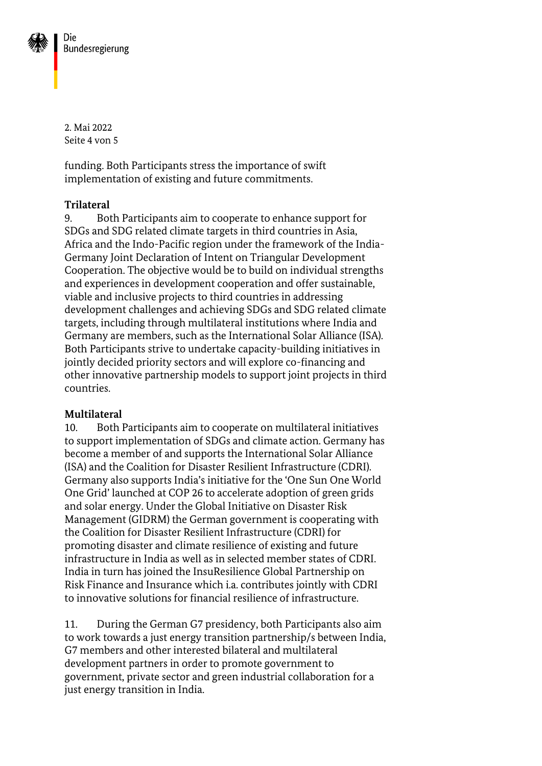funding. Both Participants stress the importance of swift implementation of existing and future commitments.

**Trilateral**

9. Both Participants aim to cooperate to enhance support for SDGs and SDG related climate targets in third countries in Asia, Africa and the Indo-Pacific region under the framework of the India-Germany Joint Declaration of Intent on Triangular Development Cooperation. The objective would be to build on individual strengths and experiences in development cooperation and offer sustainable, viable and inclusive projects to third countries in addressing development challenges and achieving SDGs and SDG related climate targets, including through multilateral institutions where India and Germany are members, such as the International Solar Alliance (ISA). Both Participants strive to undertake capacity-building initiatives in jointly decided priority sectors and will explore co-financing and other innovative partnership models to support joint projects in third countries.

**Multilateral**

10. Both Participants aim to cooperate on multilateral initiatives to support implementation of SDGs and climate action. Germany has become a member of and supports the International Solar Alliance (ISA) and the Coalition for Disaster Resilient Infrastructure (CDRI). Germany also supports India's initiative for the 'One Sun One World One Grid' launched at COP 26 to accelerate adoption of green grids and solar energy. Under the Global Initiative on Disaster Risk Management (GIDRM) the German government is cooperating with the Coalition for Disaster Resilient Infrastructure (CDRI) for promoting disaster and climate resilience of existing and future infrastructure in India as well as in selected member states of CDRI. India in turn has joined the InsuResilience Global Partnership on Risk Finance and Insurance which i.a. contributes jointly with CDRI to innovative solutions for financial resilience of infrastructure.

11. During the German G7 presidency, both Participants also aim to work towards a just energy transition partnership/s between India, G7 members and other interested bilateral and multilateral development partners in order to promote government to government, private sector and green industrial collaboration for a just energy transition in India.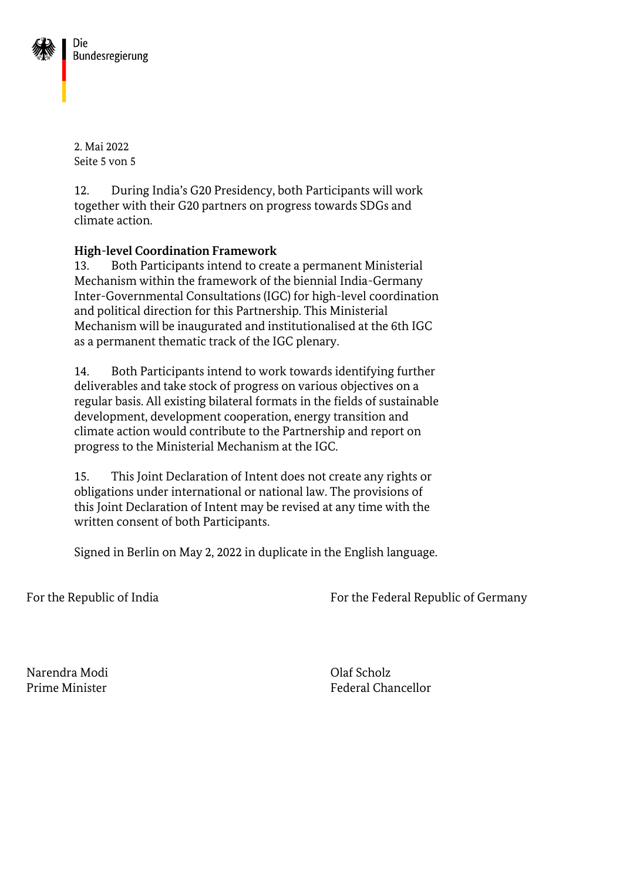12. During India's G20 Presidency, both Participants will work together with their G20 partners on progress towards SDGs and climate action.

**High-level Coordination Framework**

13. Both Participants intend to create a permanent Ministerial Mechanism within the framework of the biennial India-Germany Inter-Governmental Consultations (IGC) for high-level coordination and political direction for this Partnership. This Ministerial Mechanism will be inaugurated and institutionalised at the 6th IGC as a permanent thematic track of the IGC plenary.

14. Both Participants intend to work towards identifying further deliverables and take stock of progress on various objectives on a regular basis. All existing bilateral formats in the fields of sustainable development, development cooperation, energy transition and climate action would contribute to the Partnership and report on progress to the Ministerial Mechanism at the IGC.

15. This Joint Declaration of Intent does not create any rights or obligations under international or national law. The provisions of this Joint Declaration of Intent may be revised at any time with the written consent of both Participants.

Signed in Berlin on May 2, 2022 in duplicate in the English language.

| For the Republic of India | For the Federal Republic of Germany |
| --- | --- |
| Narendra Modi<br>Prime Minister | Olaf Scholz<br>Federal Chancellor |